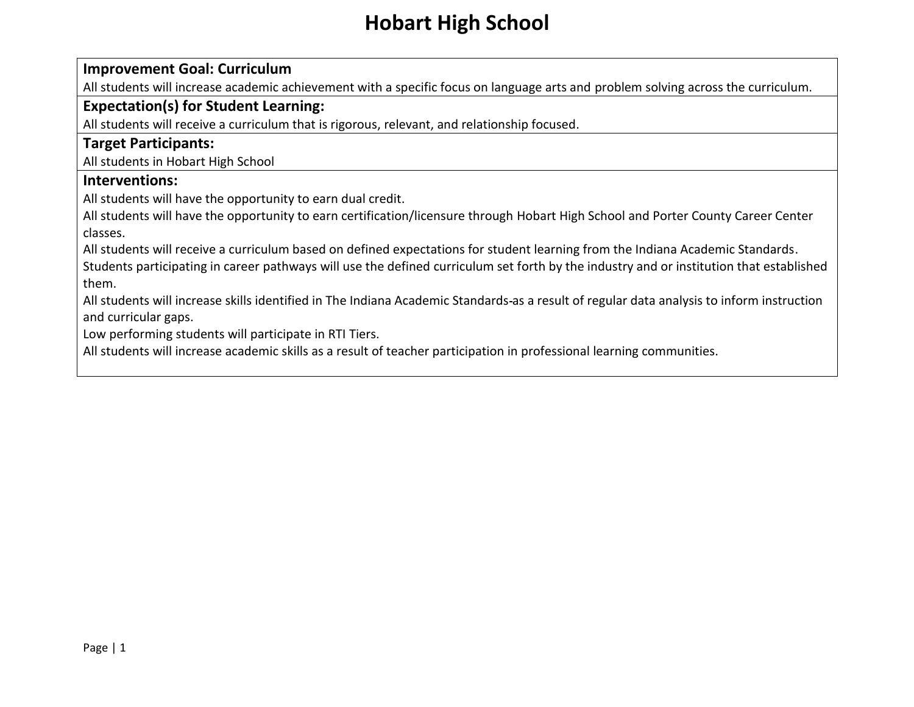# Hobart High School

**Improvement Goal: Curriculum**

All students will increase academic achievement with a specific focus on language arts and problem solving across the curriculum.

**Expectation(s) for Student Learning:**

All students will receive a curriculum that is rigorous, relevant, and relationship focused.

**Target Participants:**

All students in Hobart High School

**Interventions:**

All students will have the opportunity to earn dual credit.

All students will have the opportunity to earn certification/licensure through Hobart High School and Porter County Career Center classes.

All students will receive a curriculum based on defined expectations for student learning from the Indiana Academic Standards.

Students participating in career pathways will use the defined curriculum set forth by the industry and or institution that established them.

All students will increase skills identified in The Indiana Academic Standards-as a result of regular data analysis to inform instruction and curricular gaps.

Low performing students will participate in RTI Tiers.

All students will increase academic skills as a result of teacher participation in professional learning communities.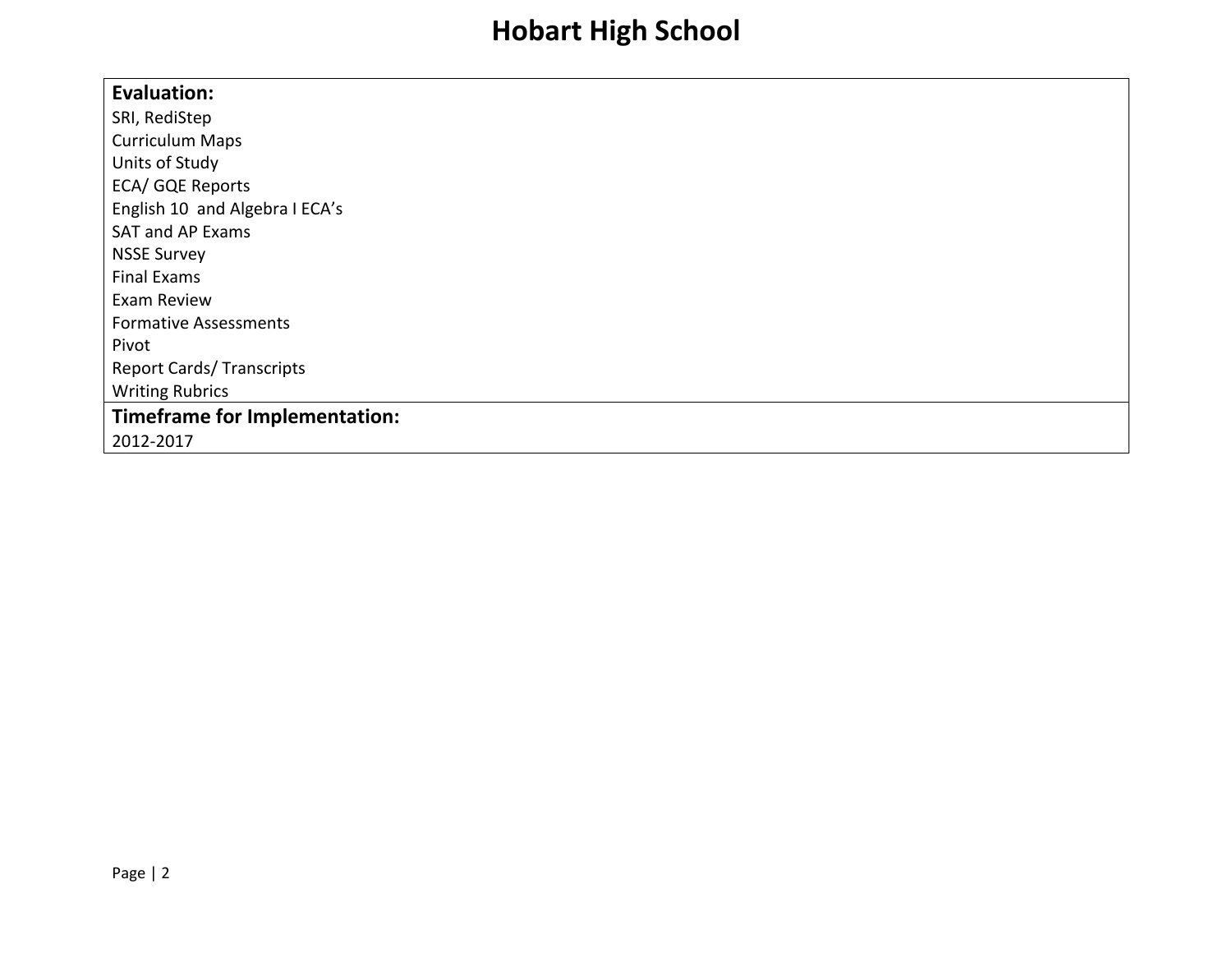**Evaluation:**

SRI, RediStep
Curriculum Maps
Units of Study
ECA/ GQE Reports
English 10  and Algebra I ECA's
SAT and AP Exams
NSSE Survey
Final Exams
Exam Review
Formative Assessments
Pivot
Report Cards/ Transcripts
Writing Rubrics

**Timeframe for Implementation:**

2012-2017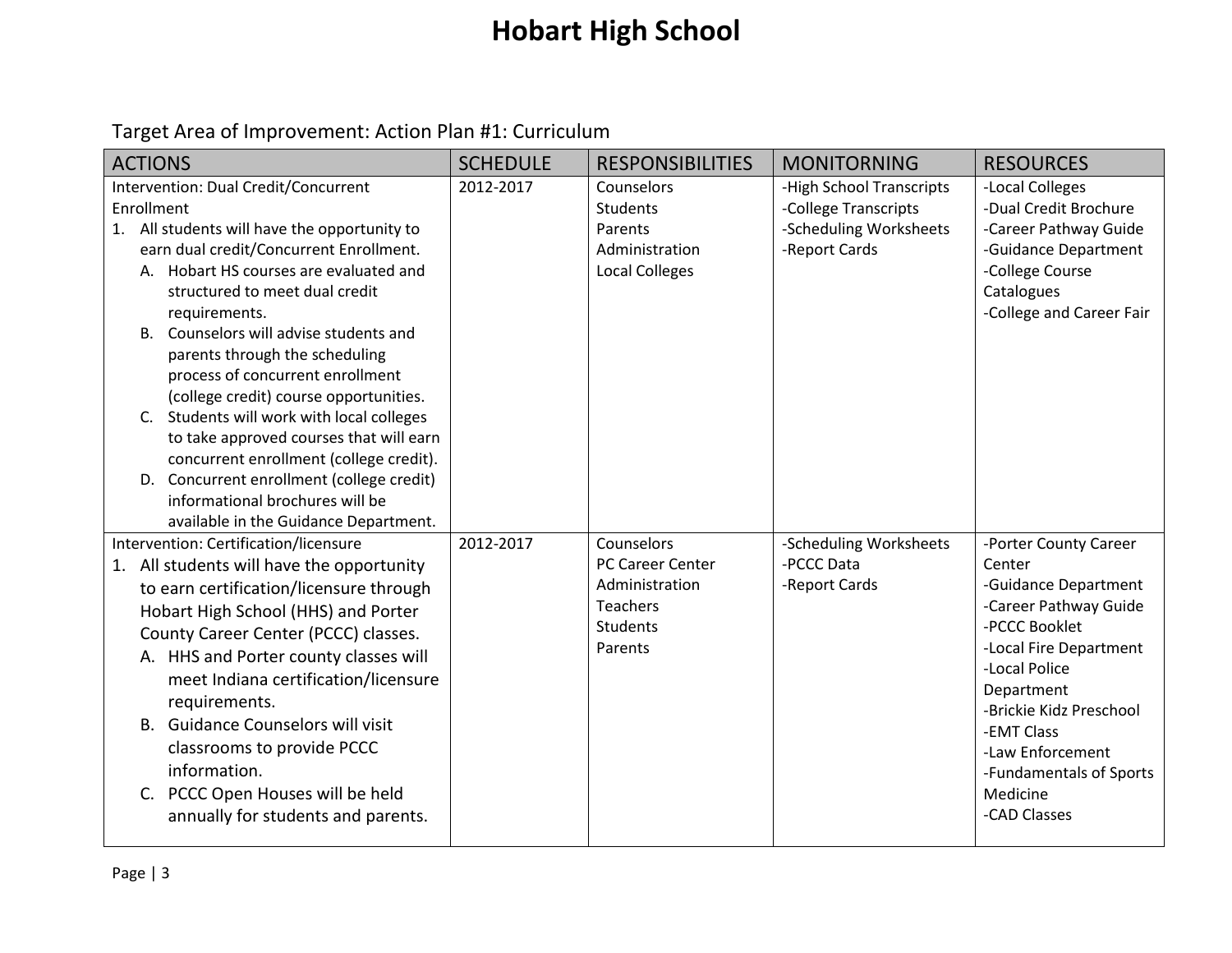# Hobart High School

Target Area of Improvement: Action Plan #1: Curriculum

| ACTIONS | SCHEDULE | RESPONSIBILITIES | MONITORNING | RESOURCES |
|---|---|---|---|---|
| Intervention: Dual Credit/Concurrent Enrollment<br>1. All students will have the opportunity to earn dual credit/Concurrent Enrollment.<br>A. Hobart HS courses are evaluated and structured to meet dual credit requirements.<br>B. Counselors will advise students and parents through the scheduling process of concurrent enrollment (college credit) course opportunities.<br>C. Students will work with local colleges to take approved courses that will earn concurrent enrollment (college credit).<br>D. Concurrent enrollment (college credit) informational brochures will be available in the Guidance Department. | 2012-2017 | Counselors<br>Students<br>Parents<br>Administration<br>Local Colleges | -High School Transcripts<br>-College Transcripts<br>-Scheduling Worksheets<br>-Report Cards | -Local Colleges<br>-Dual Credit Brochure<br>-Career Pathway Guide<br>-Guidance Department<br>-College Course Catalogues<br>-College and Career Fair |
| Intervention: Certification/licensure<br>1. All students will have the opportunity to earn certification/licensure through Hobart High School (HHS) and Porter County Career Center (PCCC) classes.<br>A. HHS and Porter county classes will meet Indiana certification/licensure requirements.<br>B. Guidance Counselors will visit classrooms to provide PCCC information.<br>C. PCCC Open Houses will be held annually for students and parents. | 2012-2017 | Counselors<br>PC Career Center<br>Administration<br>Teachers<br>Students<br>Parents | -Scheduling Worksheets<br>-PCCC Data<br>-Report Cards | -Porter County Career Center<br>-Guidance Department<br>-Career Pathway Guide<br>-PCCC Booklet<br>-Local Fire Department<br>-Local Police Department<br>-Brickie Kidz Preschool<br>-EMT Class<br>-Law Enforcement<br>-Fundamentals of Sports Medicine<br>-CAD Classes |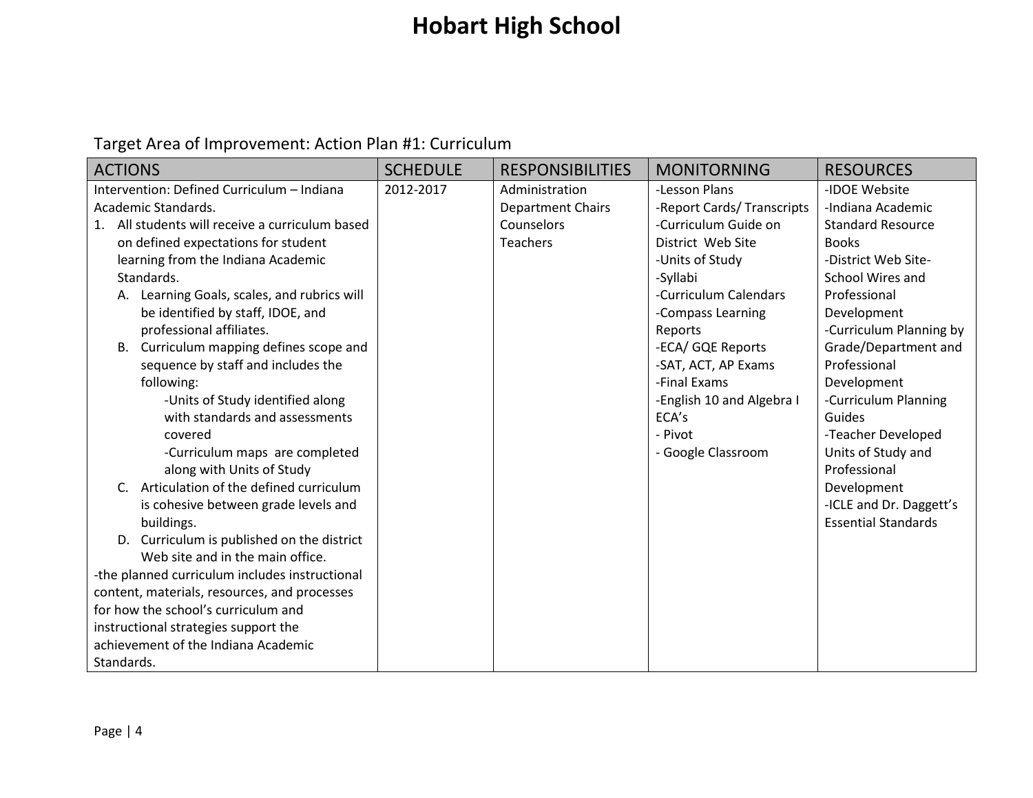# Hobart High School

Target Area of Improvement: Action Plan #1: Curriculum

| ACTIONS | SCHEDULE | RESPONSIBILITIES | MONITORNING | RESOURCES |
|---|---|---|---|---|
| Intervention: Defined Curriculum – Indiana Academic Standards.<br>1. All students will receive a curriculum based on defined expectations for student learning from the Indiana Academic Standards.<br>A. Learning Goals, scales, and rubrics will be identified by staff, IDOE, and professional affiliates.<br>B. Curriculum mapping defines scope and sequence by staff and includes the following:<br>-Units of Study identified along with standards and assessments covered<br>-Curriculum maps are completed along with Units of Study<br>C. Articulation of the defined curriculum is cohesive between grade levels and buildings.<br>D. Curriculum is published on the district Web site and in the main office.<br>-the planned curriculum includes instructional content, materials, resources, and processes for how the school's curriculum and instructional strategies support the achievement of the Indiana Academic Standards. | 2012-2017 | Administration<br>Department Chairs<br>Counselors<br>Teachers | -Lesson Plans<br>-Report Cards/ Transcripts<br>-Curriculum Guide on District Web Site<br>-Units of Study<br>-Syllabi<br>-Curriculum Calendars<br>-Compass Learning Reports<br>-ECA/ GQE Reports<br>-SAT, ACT, AP Exams<br>-Final Exams<br>-English 10 and Algebra I ECA's<br>- Pivot<br>- Google Classroom | -IDOE Website<br>-Indiana Academic Standard Resource Books<br>-District Web Site- School Wires and Professional Development<br>-Curriculum Planning by Grade/Department and Professional Development<br>-Curriculum Planning Guides<br>-Teacher Developed Units of Study and Professional Development<br>-ICLE and Dr. Daggett's Essential Standards |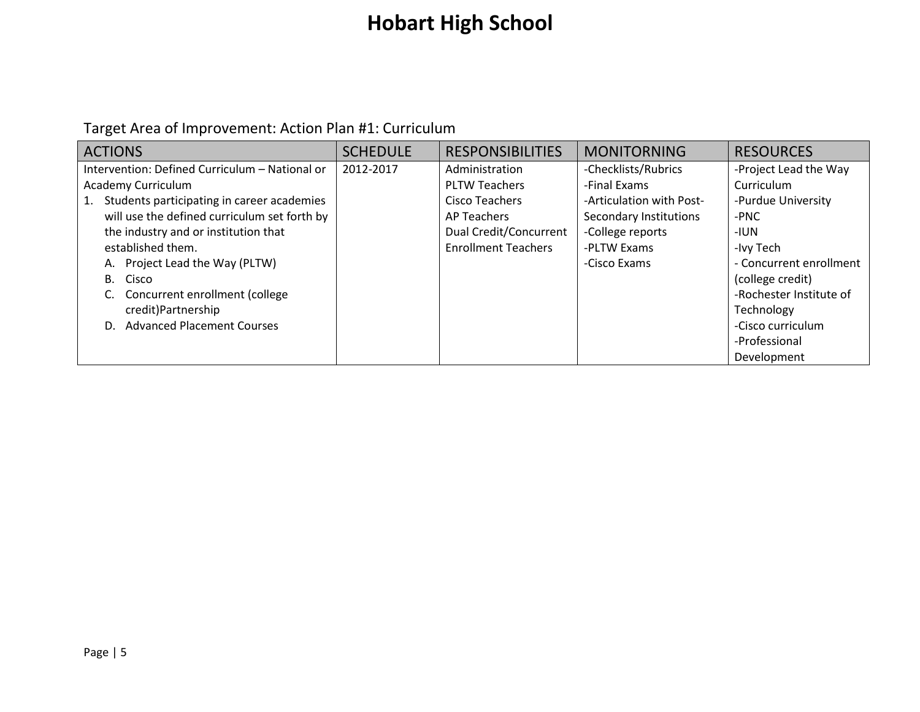# Hobart High School

Target Area of Improvement: Action Plan #1: Curriculum

| ACTIONS | SCHEDULE | RESPONSIBILITIES | MONITORNING | RESOURCES |
|---|---|---|---|---|
| Intervention: Defined Curriculum – National or Academy Curriculum<br>1. Students participating in career academies will use the defined curriculum set forth by the industry and or institution that established them.<br>A. Project Lead the Way (PLTW)<br>B. Cisco<br>C. Concurrent enrollment (college credit)Partnership<br>D. Advanced Placement Courses | 2012-2017 | Administration<br>PLTW Teachers<br>Cisco Teachers<br>AP Teachers<br>Dual Credit/Concurrent Enrollment Teachers | -Checklists/Rubrics<br>-Final Exams<br>-Articulation with Post-Secondary Institutions<br>-College reports<br>-PLTW Exams<br>-Cisco Exams | -Project Lead the Way Curriculum<br>-Purdue University<br>-PNC<br>-IUN<br>-Ivy Tech<br>- Concurrent enrollment (college credit)<br>-Rochester Institute of Technology<br>-Cisco curriculum<br>-Professional Development |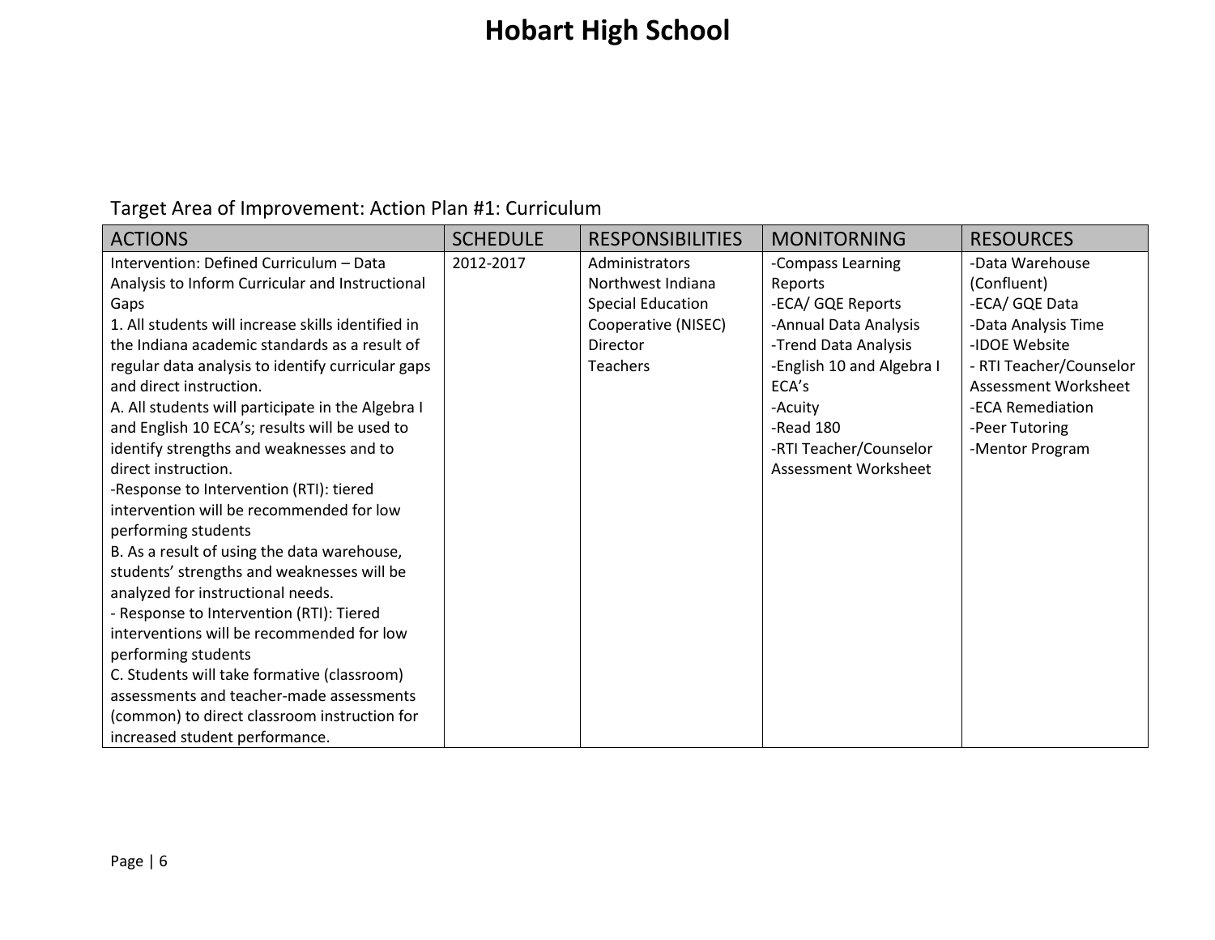# Hobart High School

Target Area of Improvement: Action Plan #1: Curriculum

| ACTIONS | SCHEDULE | RESPONSIBILITIES | MONITORNING | RESOURCES |
|---|---|---|---|---|
| Intervention: Defined Curriculum – Data Analysis to Inform Curricular and Instructional Gaps<br>1. All students will increase skills identified in the Indiana academic standards as a result of regular data analysis to identify curricular gaps and direct instruction.<br>A. All students will participate in the Algebra I and English 10 ECA's; results will be used to identify strengths and weaknesses and to direct instruction.<br>-Response to Intervention (RTI): tiered intervention will be recommended for low performing students<br>B. As a result of using the data warehouse, students' strengths and weaknesses will be analyzed for instructional needs.<br>- Response to Intervention (RTI): Tiered interventions will be recommended for low performing students<br>C. Students will take formative (classroom) assessments and teacher-made assessments (common) to direct classroom instruction for increased student performance. | 2012-2017 | Administrators<br>Northwest Indiana Special Education Cooperative (NISEC) Director<br>Teachers | -Compass Learning Reports<br>-ECA/ GQE Reports<br>-Annual Data Analysis<br>-Trend Data Analysis<br>-English 10 and Algebra I ECA's<br>-Acuity<br>-Read 180<br>-RTI Teacher/Counselor Assessment Worksheet | -Data Warehouse (Confluent)<br>-ECA/ GQE Data<br>-Data Analysis Time<br>-IDOE Website<br>- RTI Teacher/Counselor Assessment Worksheet<br>-ECA Remediation<br>-Peer Tutoring<br>-Mentor Program |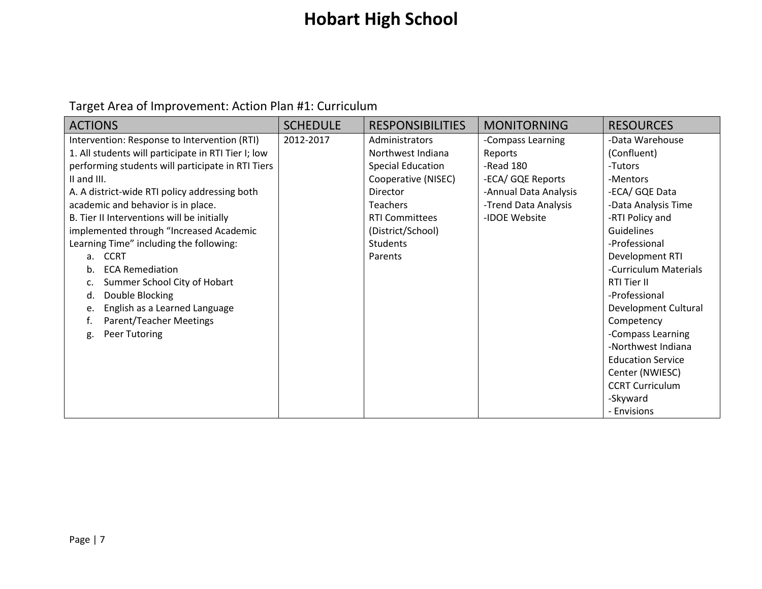Target Area of Improvement: Action Plan #1: Curriculum

| ACTIONS | SCHEDULE | RESPONSIBILITIES | MONITORNING | RESOURCES |
|---|---|---|---|---|
| Intervention: Response to Intervention (RTI)<br>1. All students will participate in RTI Tier I; low performing students will participate in RTI Tiers II and III.<br>A. A district-wide RTI policy addressing both academic and behavior is in place.<br>B. Tier II Interventions will be initially implemented through "Increased Academic Learning Time" including the following:<br>a. CCRT<br>b. ECA Remediation<br>c. Summer School City of Hobart<br>d. Double Blocking<br>e. English as a Learned Language<br>f. Parent/Teacher Meetings<br>g. Peer Tutoring | 2012-2017 | Administrators<br>Northwest Indiana Special Education Cooperative (NISEC) Director<br>Teachers<br>RTI Committees (District/School)<br>Students<br>Parents | -Compass Learning Reports<br>-Read 180<br>-ECA/ GQE Reports<br>-Annual Data Analysis<br>-Trend Data Analysis<br>-IDOE Website | -Data Warehouse (Confluent)<br>-Tutors<br>-Mentors<br>-ECA/ GQE Data<br>-Data Analysis Time<br>-RTI Policy and Guidelines<br>-Professional Development RTI<br>-Curriculum Materials RTI Tier II<br>-Professional Development Cultural Competency<br>-Compass Learning<br>-Northwest Indiana Education Service Center (NWIESC) CCRT Curriculum<br>-Skyward<br>- Envisions |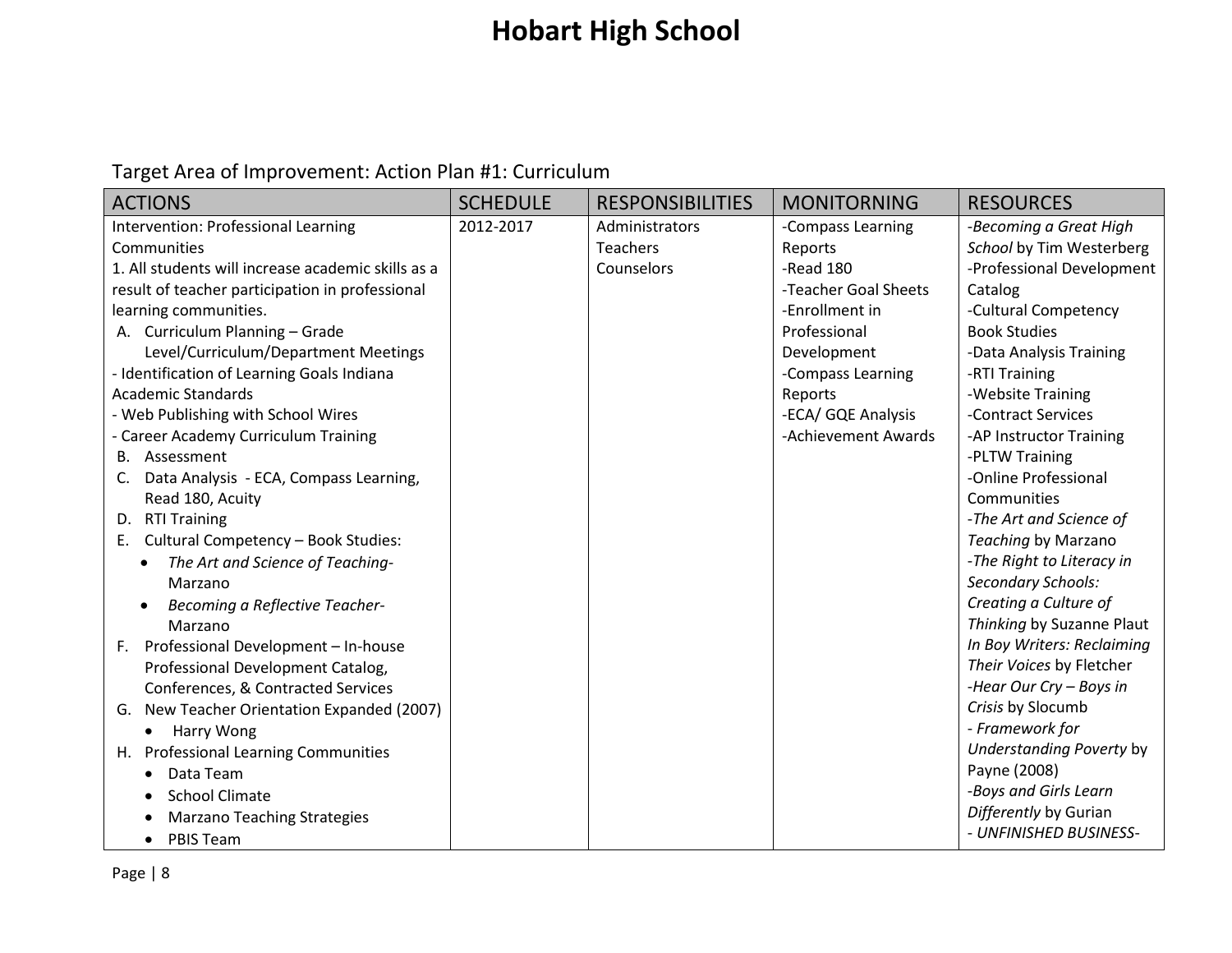# Hobart High School

Target Area of Improvement: Action Plan #1: Curriculum

| ACTIONS | SCHEDULE | RESPONSIBILITIES | MONITORNING | RESOURCES |
|---|---|---|---|---|
| Intervention: Professional Learning Communities<br>1. All students will increase academic skills as a result of teacher participation in professional learning communities.<br>A. Curriculum Planning – Grade Level/Curriculum/Department Meetings<br>- Identification of Learning Goals Indiana Academic Standards<br>- Web Publishing with School Wires<br>- Career Academy Curriculum Training<br>B. Assessment<br>C. Data Analysis - ECA, Compass Learning, Read 180, Acuity<br>D. RTI Training<br>E. Cultural Competency – Book Studies:<br>• *The Art and Science of Teaching*- Marzano<br>• *Becoming a Reflective Teacher*- Marzano<br>F. Professional Development – In-house Professional Development Catalog, Conferences, & Contracted Services<br>G. New Teacher Orientation Expanded (2007)<br>• Harry Wong<br>H. Professional Learning Communities<br>• Data Team<br>• School Climate<br>• Marzano Teaching Strategies<br>• PBIS Team | 2012-2017 | Administrators<br>Teachers<br>Counselors | -Compass Learning Reports<br>-Read 180<br>-Teacher Goal Sheets<br>-Enrollment in Professional Development<br>-Compass Learning Reports<br>-ECA/ GQE Analysis<br>-Achievement Awards | -*Becoming a Great High School* by Tim Westerberg<br>-Professional Development Catalog<br>-Cultural Competency Book Studies<br>-Data Analysis Training<br>-RTI Training<br>-Website Training<br>-Contract Services<br>-AP Instructor Training<br>-PLTW Training<br>-Online Professional Communities<br>-*The Art and Science of Teaching* by Marzano<br>-*The Right to Literacy in Secondary Schools: Creating a Culture of Thinking* by Suzanne Plaut<br>*In Boy Writers: Reclaiming Their Voices* by Fletcher<br>-*Hear Our Cry – Boys in Crisis* by Slocumb<br>- *Framework for Understanding Poverty* by Payne (2008)<br>-*Boys and Girls Learn Differently* by Gurian<br>- *UNFINISHED BUSINESS-* |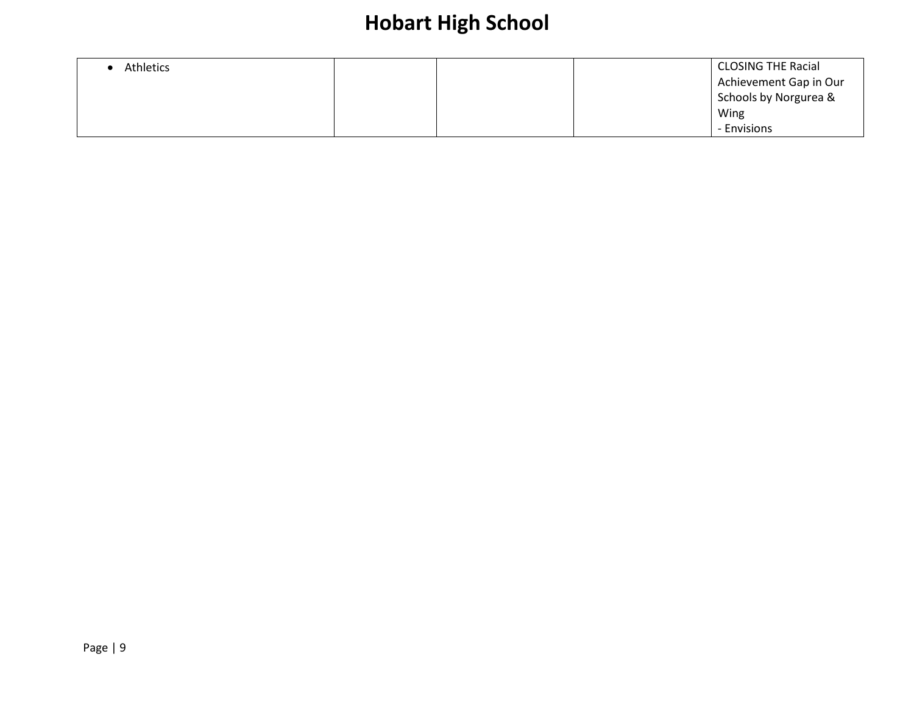| | | | | |
|---|---|---|---|---|
| • Athletics | | | | CLOSING THE Racial Achievement Gap in Our Schools by Norgurea & Wing<br>- Envisions |